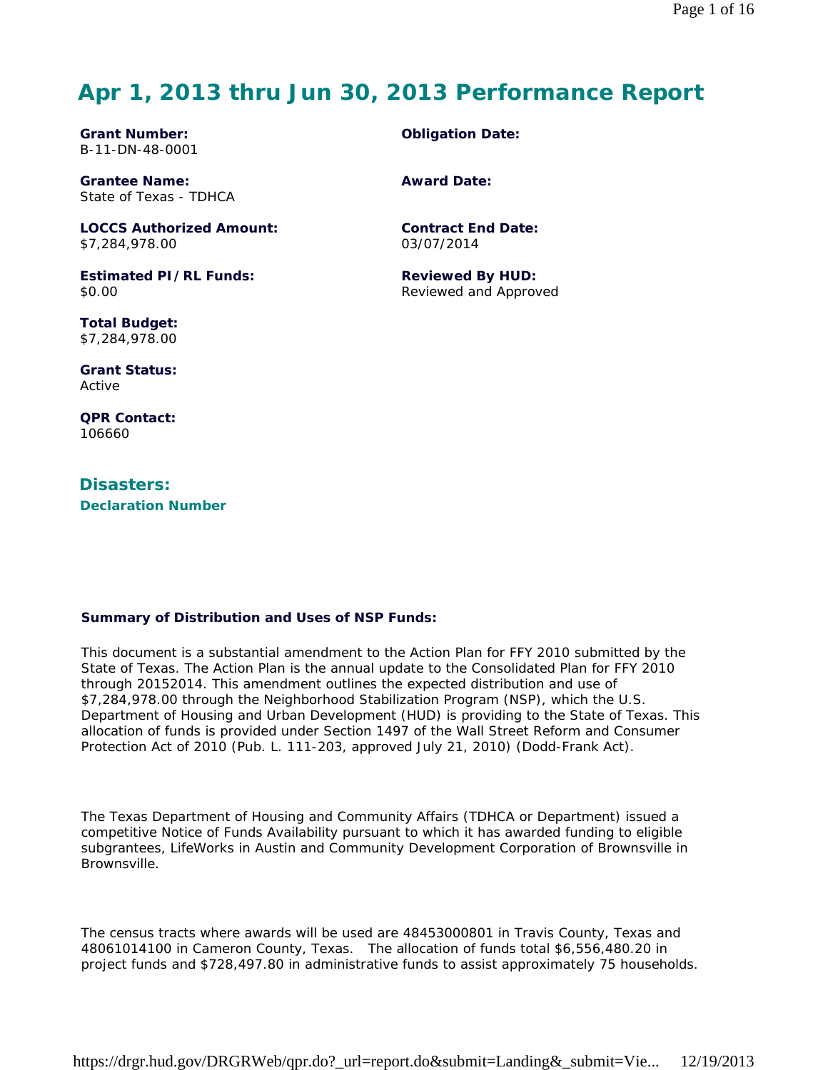# Apr 1, 2013 thru Jun 30, 2013 Performance Report

**Grant Number:**
B-11-DN-48-0001

**Obligation Date:**

**Grantee Name:**
State of Texas - TDHCA

**Award Date:**

**LOCCS Authorized Amount:**
$7,284,978.00

**Contract End Date:**
03/07/2014

**Estimated PI/RL Funds:**
$0.00

**Reviewed By HUD:**
Reviewed and Approved

**Total Budget:**
$7,284,978.00

**Grant Status:**
Active

**QPR Contact:**
106660

## Disasters:

**Declaration Number**

**Summary of Distribution and Uses of NSP Funds:**

This document is a substantial amendment to the Action Plan for FFY 2010 submitted by the State of Texas. The Action Plan is the annual update to the Consolidated Plan for FFY 2010 through 20152014. This amendment outlines the expected distribution and use of $7,284,978.00 through the Neighborhood Stabilization Program (NSP), which the U.S. Department of Housing and Urban Development (HUD) is providing to the State of Texas. This allocation of funds is provided under Section 1497 of the Wall Street Reform and Consumer Protection Act of 2010 (Pub. L. 111-203, approved July 21, 2010) (Dodd-Frank Act).

The Texas Department of Housing and Community Affairs (TDHCA or Department) issued a competitive Notice of Funds Availability pursuant to which it has awarded funding to eligible subgrantees, LifeWorks in Austin and Community Development Corporation of Brownsville in Brownsville.

The census tracts where awards will be used are 48453000801 in Travis County, Texas and 48061014100 in Cameron County, Texas. The allocation of funds total $6,556,480.20 in project funds and $728,497.80 in administrative funds to assist approximately 75 households.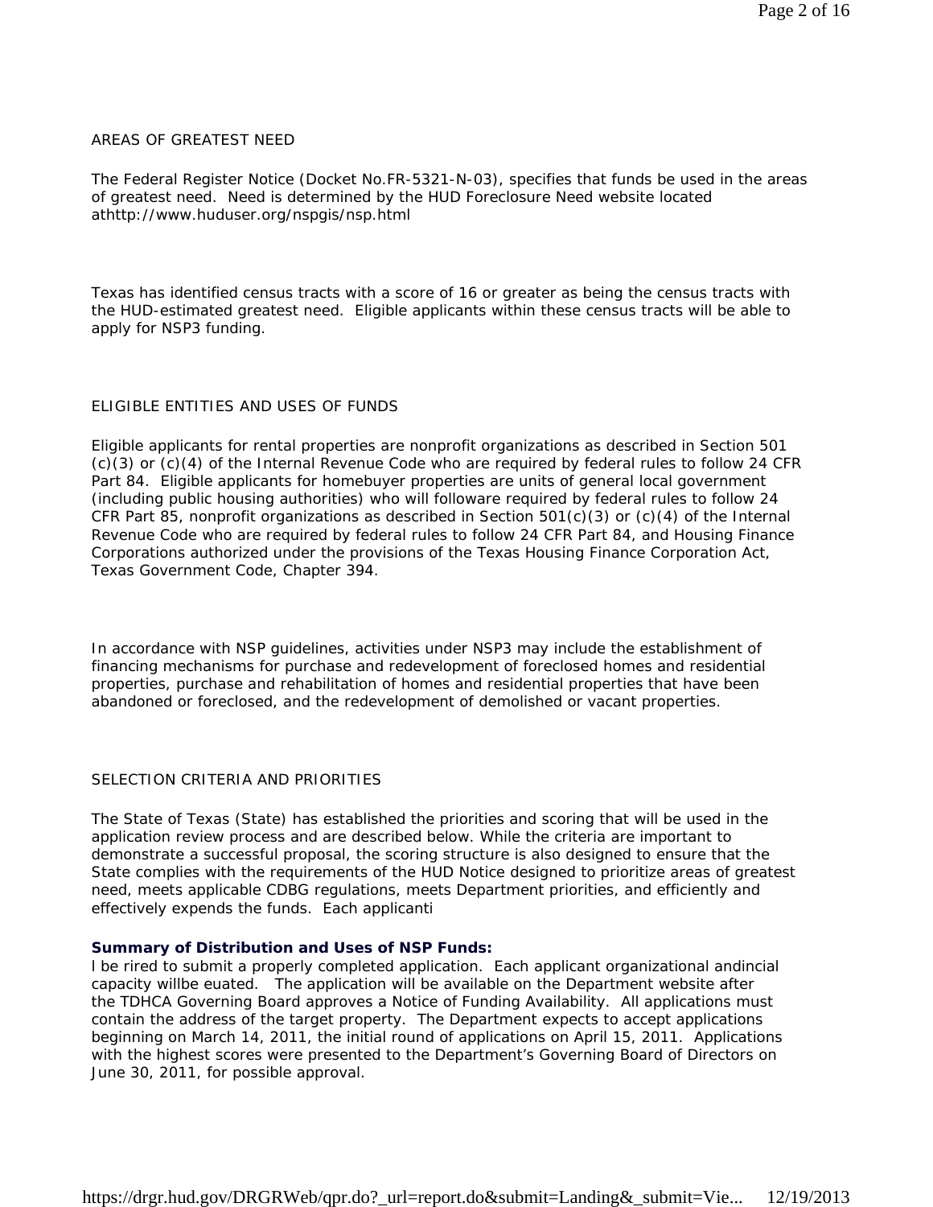AREAS OF GREATEST NEED

The Federal Register Notice (Docket No.FR-5321-N-03), specifies that funds be used in the areas of greatest need. Need is determined by the HUD Foreclosure Need website located athttp://www.huduser.org/nspgis/nsp.html

Texas has identified census tracts with a score of 16 or greater as being the census tracts with the HUD-estimated greatest need. Eligible applicants within these census tracts will be able to apply for NSP3 funding.

ELIGIBLE ENTITIES AND USES OF FUNDS

Eligible applicants for rental properties are nonprofit organizations as described in Section 501 (c)(3) or (c)(4) of the Internal Revenue Code who are required by federal rules to follow 24 CFR Part 84. Eligible applicants for homebuyer properties are units of general local government (including public housing authorities) who will followare required by federal rules to follow 24 CFR Part 85, nonprofit organizations as described in Section 501(c)(3) or (c)(4) of the Internal Revenue Code who are required by federal rules to follow 24 CFR Part 84, and Housing Finance Corporations authorized under the provisions of the Texas Housing Finance Corporation Act, Texas Government Code, Chapter 394.

In accordance with NSP guidelines, activities under NSP3 may include the establishment of financing mechanisms for purchase and redevelopment of foreclosed homes and residential properties, purchase and rehabilitation of homes and residential properties that have been abandoned or foreclosed, and the redevelopment of demolished or vacant properties.

SELECTION CRITERIA AND PRIORITIES

The State of Texas (State) has established the priorities and scoring that will be used in the application review process and are described below. While the criteria are important to demonstrate a successful proposal, the scoring structure is also designed to ensure that the State complies with the requirements of the HUD Notice designed to prioritize areas of greatest need, meets applicable CDBG regulations, meets Department priorities, and efficiently and effectively expends the funds. Each applicanti

**Summary of Distribution and Uses of NSP Funds:**

l be rired to submit a properly completed application. Each applicant organizational andincial capacity willbe euated. The application will be available on the Department website after the TDHCA Governing Board approves a Notice of Funding Availability. All applications must contain the address of the target property. The Department expects to accept applications beginning on March 14, 2011, the initial round of applications on April 15, 2011. Applications with the highest scores were presented to the Department's Governing Board of Directors on June 30, 2011, for possible approval.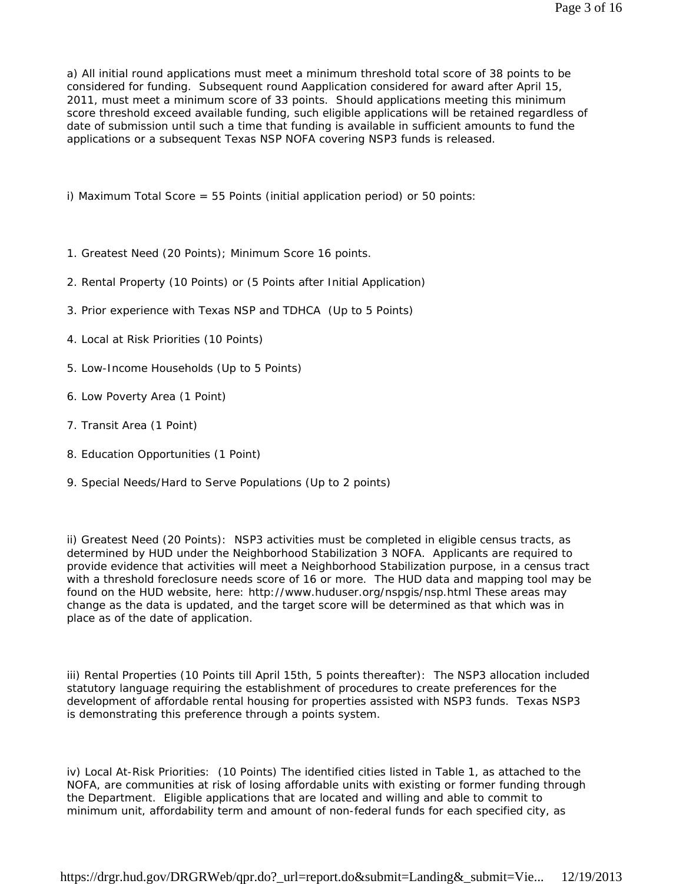a) All initial round applications must meet a minimum threshold total score of 38 points to be considered for funding. Subsequent round Aapplication considered for award after April 15, 2011, must meet a minimum score of 33 points. Should applications meeting this minimum score threshold exceed available funding, such eligible applications will be retained regardless of date of submission until such a time that funding is available in sufficient amounts to fund the applications or a subsequent Texas NSP NOFA covering NSP3 funds is released.

i) Maximum Total Score = 55 Points (initial application period) or 50 points:

1. Greatest Need (20 Points); Minimum Score 16 points.
2. Rental Property (10 Points) or (5 Points after Initial Application)
3. Prior experience with Texas NSP and TDHCA (Up to 5 Points)
4. Local at Risk Priorities (10 Points)
5. Low-Income Households (Up to 5 Points)
6. Low Poverty Area (1 Point)
7. Transit Area (1 Point)
8. Education Opportunities (1 Point)
9. Special Needs/Hard to Serve Populations (Up to 2 points)

ii) Greatest Need (20 Points): NSP3 activities must be completed in eligible census tracts, as determined by HUD under the Neighborhood Stabilization 3 NOFA. Applicants are required to provide evidence that activities will meet a Neighborhood Stabilization purpose, in a census tract with a threshold foreclosure needs score of 16 or more. The HUD data and mapping tool may be found on the HUD website, here: http://www.huduser.org/nspgis/nsp.html These areas may change as the data is updated, and the target score will be determined as that which was in place as of the date of application.

iii) Rental Properties (10 Points till April 15th, 5 points thereafter): The NSP3 allocation included statutory language requiring the establishment of procedures to create preferences for the development of affordable rental housing for properties assisted with NSP3 funds. Texas NSP3 is demonstrating this preference through a points system.

iv) Local At-Risk Priorities: (10 Points) The identified cities listed in Table 1, as attached to the NOFA, are communities at risk of losing affordable units with existing or former funding through the Department. Eligible applications that are located and willing and able to commit to minimum unit, affordability term and amount of non-federal funds for each specified city, as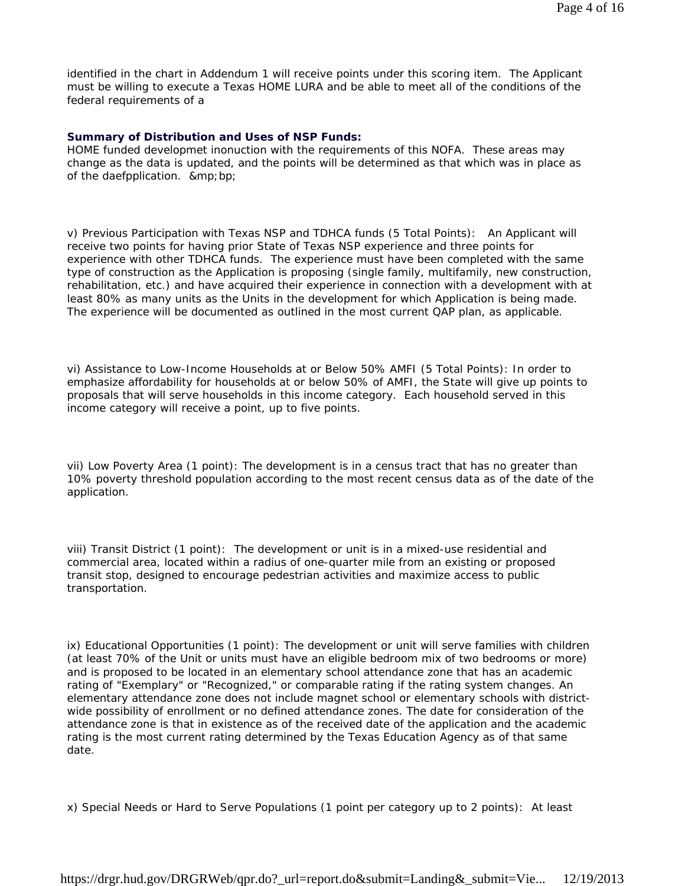identified in the chart in Addendum 1 will receive points under this scoring item. The Applicant must be willing to execute a Texas HOME LURA and be able to meet all of the conditions of the federal requirements of a

**Summary of Distribution and Uses of NSP Funds:**

HOME funded developmet inonuction with the requirements of this NOFA. These areas may change as the data is updated, and the points will be determined as that which was in place as of the daefpplication. &mp;bp;

v) Previous Participation with Texas NSP and TDHCA funds (5 Total Points): An Applicant will receive two points for having prior State of Texas NSP experience and three points for experience with other TDHCA funds. The experience must have been completed with the same type of construction as the Application is proposing (single family, multifamily, new construction, rehabilitation, etc.) and have acquired their experience in connection with a development with at least 80% as many units as the Units in the development for which Application is being made. The experience will be documented as outlined in the most current QAP plan, as applicable.

vi) Assistance to Low-Income Households at or Below 50% AMFI (5 Total Points): In order to emphasize affordability for households at or below 50% of AMFI, the State will give up points to proposals that will serve households in this income category. Each household served in this income category will receive a point, up to five points.

vii) Low Poverty Area (1 point): The development is in a census tract that has no greater than 10% poverty threshold population according to the most recent census data as of the date of the application.

viii) Transit District (1 point): The development or unit is in a mixed-use residential and commercial area, located within a radius of one-quarter mile from an existing or proposed transit stop, designed to encourage pedestrian activities and maximize access to public transportation.

ix) Educational Opportunities (1 point): The development or unit will serve families with children (at least 70% of the Unit or units must have an eligible bedroom mix of two bedrooms or more) and is proposed to be located in an elementary school attendance zone that has an academic rating of "Exemplary" or "Recognized," or comparable rating if the rating system changes. An elementary attendance zone does not include magnet school or elementary schools with district-wide possibility of enrollment or no defined attendance zones. The date for consideration of the attendance zone is that in existence as of the received date of the application and the academic rating is the most current rating determined by the Texas Education Agency as of that same date.

x) Special Needs or Hard to Serve Populations (1 point per category up to 2 points): At least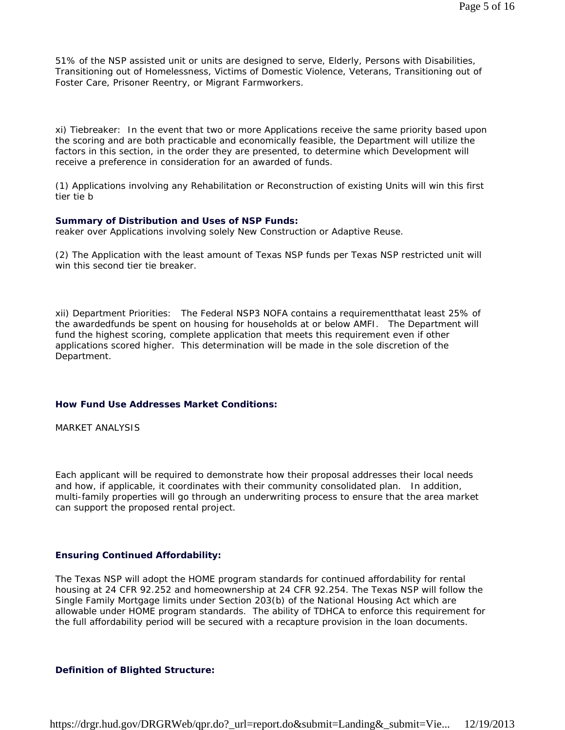51% of the NSP assisted unit or units are designed to serve, Elderly, Persons with Disabilities, Transitioning out of Homelessness, Victims of Domestic Violence, Veterans, Transitioning out of Foster Care, Prisoner Reentry, or Migrant Farmworkers.

xi) Tiebreaker: In the event that two or more Applications receive the same priority based upon the scoring and are both practicable and economically feasible, the Department will utilize the factors in this section, in the order they are presented, to determine which Development will receive a preference in consideration for an awarded of funds.

(1) Applications involving any Rehabilitation or Reconstruction of existing Units will win this first tier tie b

**Summary of Distribution and Uses of NSP Funds:**

reaker over Applications involving solely New Construction or Adaptive Reuse.

(2) The Application with the least amount of Texas NSP funds per Texas NSP restricted unit will win this second tier tie breaker.

xii) Department Priorities: The Federal NSP3 NOFA contains a requirementthatat least 25% of the awardedfunds be spent on housing for households at or below AMFI. The Department will fund the highest scoring, complete application that meets this requirement even if other applications scored higher. This determination will be made in the sole discretion of the Department.

**How Fund Use Addresses Market Conditions:**

MARKET ANALYSIS

Each applicant will be required to demonstrate how their proposal addresses their local needs and how, if applicable, it coordinates with their community consolidated plan. In addition, multi-family properties will go through an underwriting process to ensure that the area market can support the proposed rental project.

**Ensuring Continued Affordability:**

The Texas NSP will adopt the HOME program standards for continued affordability for rental housing at 24 CFR 92.252 and homeownership at 24 CFR 92.254. The Texas NSP will follow the Single Family Mortgage limits under Section 203(b) of the National Housing Act which are allowable under HOME program standards. The ability of TDHCA to enforce this requirement for the full affordability period will be secured with a recapture provision in the loan documents.

**Definition of Blighted Structure:**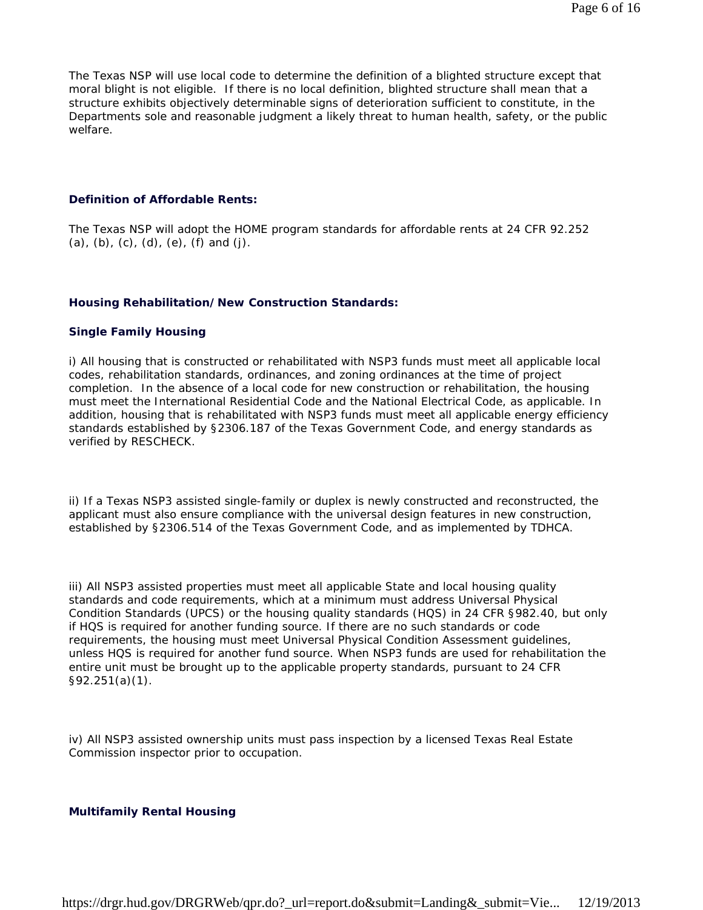The Texas NSP will use local code to determine the definition of a blighted structure except that moral blight is not eligible. If there is no local definition, blighted structure shall mean that a structure exhibits objectively determinable signs of deterioration sufficient to constitute, in the Departments sole and reasonable judgment a likely threat to human health, safety, or the public welfare.

### Definition of Affordable Rents:

The Texas NSP will adopt the HOME program standards for affordable rents at 24 CFR 92.252 (a), (b), (c), (d), (e), (f) and (j).

### Housing Rehabilitation/New Construction Standards:

#### Single Family Housing

i) All housing that is constructed or rehabilitated with NSP3 funds must meet all applicable local codes, rehabilitation standards, ordinances, and zoning ordinances at the time of project completion. In the absence of a local code for new construction or rehabilitation, the housing must meet the International Residential Code and the National Electrical Code, as applicable. In addition, housing that is rehabilitated with NSP3 funds must meet all applicable energy efficiency standards established by §2306.187 of the Texas Government Code, and energy standards as verified by RESCHECK.

ii) If a Texas NSP3 assisted single-family or duplex is newly constructed and reconstructed, the applicant must also ensure compliance with the universal design features in new construction, established by §2306.514 of the Texas Government Code, and as implemented by TDHCA.

iii) All NSP3 assisted properties must meet all applicable State and local housing quality standards and code requirements, which at a minimum must address Universal Physical Condition Standards (UPCS) or the housing quality standards (HQS) in 24 CFR §982.40, but only if HQS is required for another funding source. If there are no such standards or code requirements, the housing must meet Universal Physical Condition Assessment guidelines, unless HQS is required for another fund source. When NSP3 funds are used for rehabilitation the entire unit must be brought up to the applicable property standards, pursuant to 24 CFR §92.251(a)(1).

iv) All NSP3 assisted ownership units must pass inspection by a licensed Texas Real Estate Commission inspector prior to occupation.

#### Multifamily Rental Housing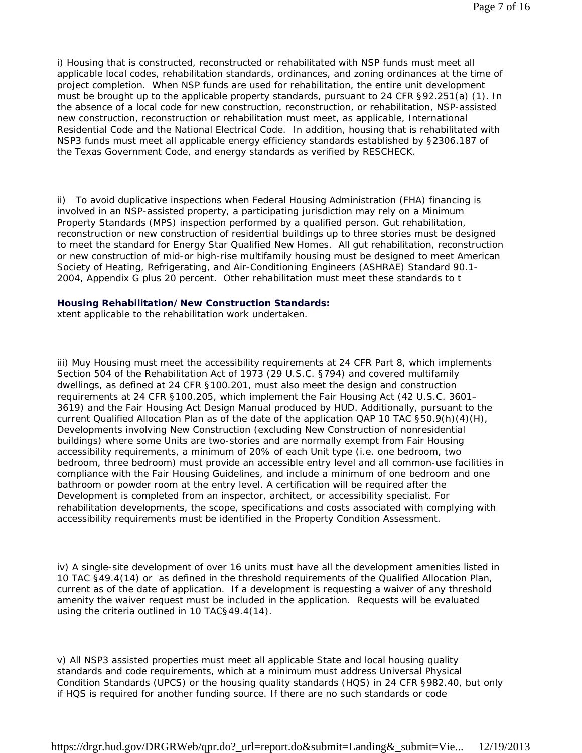i) Housing that is constructed, reconstructed or rehabilitated with NSP funds must meet all applicable local codes, rehabilitation standards, ordinances, and zoning ordinances at the time of project completion. When NSP funds are used for rehabilitation, the entire unit development must be brought up to the applicable property standards, pursuant to 24 CFR §92.251(a) (1). In the absence of a local code for new construction, reconstruction, or rehabilitation, NSP-assisted new construction, reconstruction or rehabilitation must meet, as applicable, International Residential Code and the National Electrical Code. In addition, housing that is rehabilitated with NSP3 funds must meet all applicable energy efficiency standards established by §2306.187 of the Texas Government Code, and energy standards as verified by RESCHECK.

ii) To avoid duplicative inspections when Federal Housing Administration (FHA) financing is involved in an NSP-assisted property, a participating jurisdiction may rely on a Minimum Property Standards (MPS) inspection performed by a qualified person. Gut rehabilitation, reconstruction or new construction of residential buildings up to three stories must be designed to meet the standard for Energy Star Qualified New Homes. All gut rehabilitation, reconstruction or new construction of mid-or high-rise multifamily housing must be designed to meet American Society of Heating, Refrigerating, and Air-Conditioning Engineers (ASHRAE) Standard 90.1-2004, Appendix G plus 20 percent. Other rehabilitation must meet these standards to t

**Housing Rehabilitation/New Construction Standards:**
xtent applicable to the rehabilitation work undertaken.

iii) Muy Housing must meet the accessibility requirements at 24 CFR Part 8, which implements Section 504 of the Rehabilitation Act of 1973 (29 U.S.C. §794) and covered multifamily dwellings, as defined at 24 CFR §100.201, must also meet the design and construction requirements at 24 CFR §100.205, which implement the Fair Housing Act (42 U.S.C. 3601–3619) and the Fair Housing Act Design Manual produced by HUD. Additionally, pursuant to the current Qualified Allocation Plan as of the date of the application QAP 10 TAC §50.9(h)(4)(H), Developments involving New Construction (excluding New Construction of nonresidential buildings) where some Units are two-stories and are normally exempt from Fair Housing accessibility requirements, a minimum of 20% of each Unit type (i.e. one bedroom, two bedroom, three bedroom) must provide an accessible entry level and all common-use facilities in compliance with the Fair Housing Guidelines, and include a minimum of one bedroom and one bathroom or powder room at the entry level. A certification will be required after the Development is completed from an inspector, architect, or accessibility specialist. For rehabilitation developments, the scope, specifications and costs associated with complying with accessibility requirements must be identified in the Property Condition Assessment.

iv) A single-site development of over 16 units must have all the development amenities listed in 10 TAC §49.4(14) or as defined in the threshold requirements of the Qualified Allocation Plan, current as of the date of application. If a development is requesting a waiver of any threshold amenity the waiver request must be included in the application. Requests will be evaluated using the criteria outlined in 10 TAC§49.4(14).

v) All NSP3 assisted properties must meet all applicable State and local housing quality standards and code requirements, which at a minimum must address Universal Physical Condition Standards (UPCS) or the housing quality standards (HQS) in 24 CFR §982.40, but only if HQS is required for another funding source. If there are no such standards or code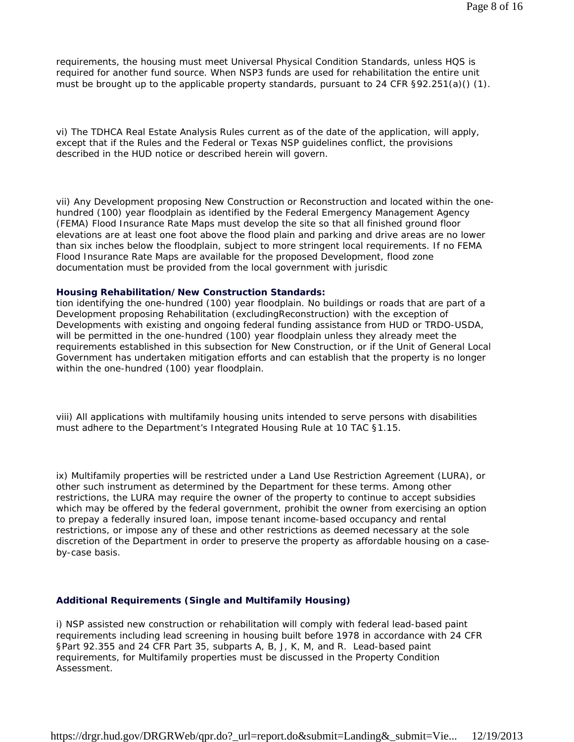requirements, the housing must meet Universal Physical Condition Standards, unless HQS is required for another fund source. When NSP3 funds are used for rehabilitation the entire unit must be brought up to the applicable property standards, pursuant to 24 CFR §92.251(a)() (1).

vi) The TDHCA Real Estate Analysis Rules current as of the date of the application, will apply, except that if the Rules and the Federal or Texas NSP guidelines conflict, the provisions described in the HUD notice or described herein will govern.

vii) Any Development proposing New Construction or Reconstruction and located within the one-hundred (100) year floodplain as identified by the Federal Emergency Management Agency (FEMA) Flood Insurance Rate Maps must develop the site so that all finished ground floor elevations are at least one foot above the flood plain and parking and drive areas are no lower than six inches below the floodplain, subject to more stringent local requirements. If no FEMA Flood Insurance Rate Maps are available for the proposed Development, flood zone documentation must be provided from the local government with jurisdic

**Housing Rehabilitation/New Construction Standards:**

tion identifying the one-hundred (100) year floodplain. No buildings or roads that are part of a Development proposing Rehabilitation (excludingReconstruction) with the exception of Developments with existing and ongoing federal funding assistance from HUD or TRDO-USDA, will be permitted in the one-hundred (100) year floodplain unless they already meet the requirements established in this subsection for New Construction, or if the Unit of General Local Government has undertaken mitigation efforts and can establish that the property is no longer within the one-hundred (100) year floodplain.

viii) All applications with multifamily housing units intended to serve persons with disabilities must adhere to the Department's Integrated Housing Rule at 10 TAC §1.15.

ix) Multifamily properties will be restricted under a Land Use Restriction Agreement (LURA), or other such instrument as determined by the Department for these terms. Among other restrictions, the LURA may require the owner of the property to continue to accept subsidies which may be offered by the federal government, prohibit the owner from exercising an option to prepay a federally insured loan, impose tenant income-based occupancy and rental restrictions, or impose any of these and other restrictions as deemed necessary at the sole discretion of the Department in order to preserve the property as affordable housing on a case-by-case basis.

**Additional Requirements (Single and Multifamily Housing)**

i) NSP assisted new construction or rehabilitation will comply with federal lead-based paint requirements including lead screening in housing built before 1978 in accordance with 24 CFR §Part 92.355 and 24 CFR Part 35, subparts A, B, J, K, M, and R. Lead-based paint requirements, for Multifamily properties must be discussed in the Property Condition Assessment.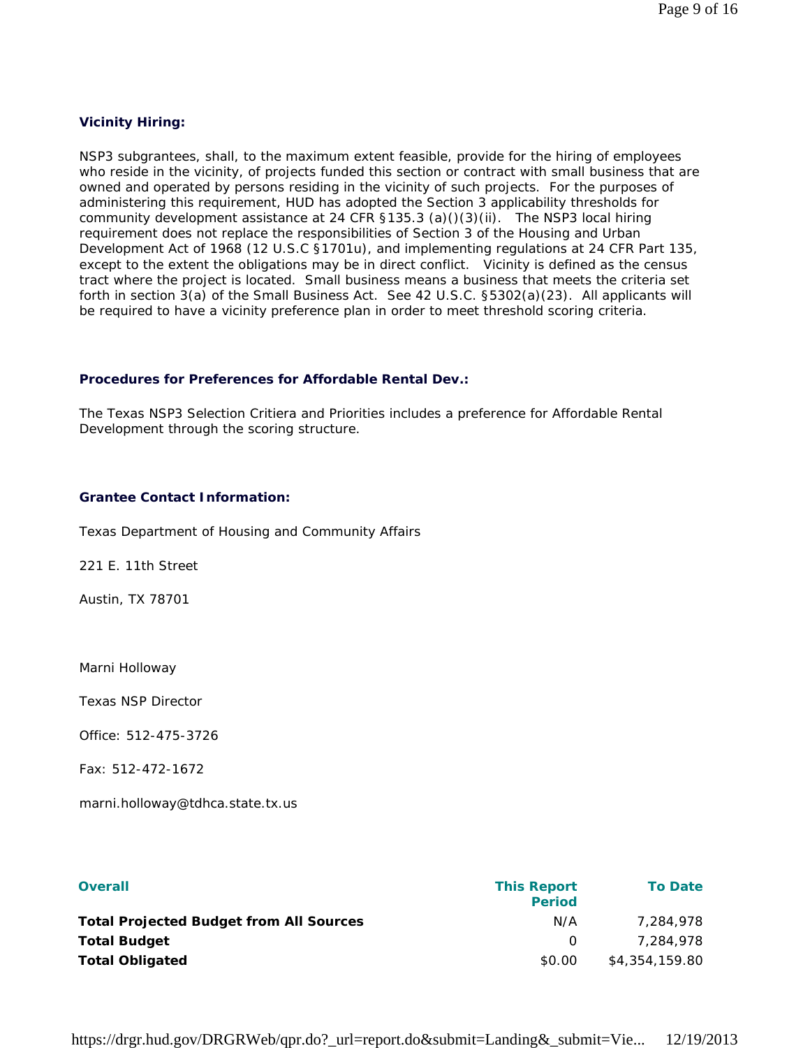**Vicinity Hiring:**

NSP3 subgrantees, shall, to the maximum extent feasible, provide for the hiring of employees who reside in the vicinity, of projects funded this section or contract with small business that are owned and operated by persons residing in the vicinity of such projects. For the purposes of administering this requirement, HUD has adopted the Section 3 applicability thresholds for community development assistance at 24 CFR §135.3 (a)()(3)(ii). The NSP3 local hiring requirement does not replace the responsibilities of Section 3 of the Housing and Urban Development Act of 1968 (12 U.S.C §1701u), and implementing regulations at 24 CFR Part 135, except to the extent the obligations may be in direct conflict. Vicinity is defined as the census tract where the project is located. Small business means a business that meets the criteria set forth in section 3(a) of the Small Business Act. See 42 U.S.C. §5302(a)(23). All applicants will be required to have a vicinity preference plan in order to meet threshold scoring criteria.

**Procedures for Preferences for Affordable Rental Dev.:**

The Texas NSP3 Selection Critiera and Priorities includes a preference for Affordable Rental Development through the scoring structure.

**Grantee Contact Information:**

Texas Department of Housing and Community Affairs

221 E. 11th Street

Austin, TX 78701

Marni Holloway

Texas NSP Director

Office: 512-475-3726

Fax: 512-472-1672

marni.holloway@tdhca.state.tx.us

| Overall | This Report Period | To Date |
|---|---|---|
| **Total Projected Budget from All Sources** | N/A | 7,284,978 |
| **Total Budget** | 0 | 7,284,978 |
| **Total Obligated** | $0.00 | $4,354,159.80 |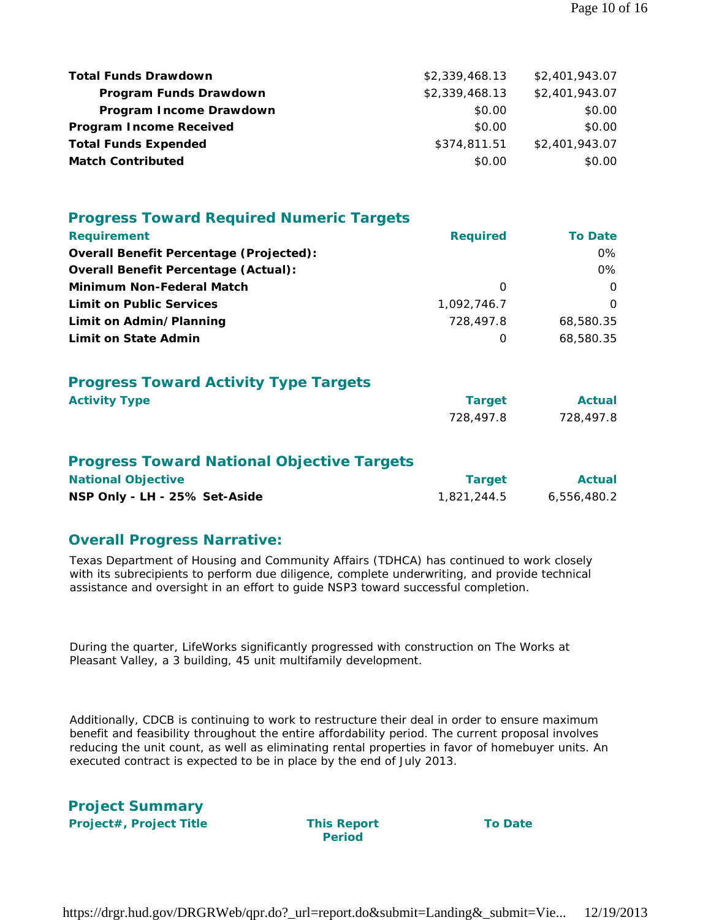| | | |
|---|---|---|
| **Total Funds Drawdown** | $2,339,468.13 | $2,401,943.07 |
| **Program Funds Drawdown** | $2,339,468.13 | $2,401,943.07 |
| **Program Income Drawdown** | $0.00 | $0.00 |
| **Program Income Received** | $0.00 | $0.00 |
| **Total Funds Expended** | $374,811.51 | $2,401,943.07 |
| **Match Contributed** | $0.00 | $0.00 |

## Progress Toward Required Numeric Targets

| Requirement | Required | To Date |
|---|---|---|
| **Overall Benefit Percentage (Projected):** | | 0% |
| **Overall Benefit Percentage (Actual):** | | 0% |
| **Minimum Non-Federal Match** | 0 | 0 |
| **Limit on Public Services** | 1,092,746.7 | 0 |
| **Limit on Admin/Planning** | 728,497.8 | 68,580.35 |
| **Limit on State Admin** | 0 | 68,580.35 |

## Progress Toward Activity Type Targets

| Activity Type | Target | Actual |
|---|---|---|
| | 728,497.8 | 728,497.8 |

## Progress Toward National Objective Targets

| National Objective | Target | Actual |
|---|---|---|
| **NSP Only - LH - 25% Set-Aside** | 1,821,244.5 | 6,556,480.2 |

## Overall Progress Narrative:

Texas Department of Housing and Community Affairs (TDHCA) has continued to work closely with its subrecipients to perform due diligence, complete underwriting, and provide technical assistance and oversight in an effort to guide NSP3 toward successful completion.

During the quarter, LifeWorks significantly progressed with construction on The Works at Pleasant Valley, a 3 building, 45 unit multifamily development.

Additionally, CDCB is continuing to work to restructure their deal in order to ensure maximum benefit and feasibility throughout the entire affordability period. The current proposal involves reducing the unit count, as well as eliminating rental properties in favor of homebuyer units. An executed contract is expected to be in place by the end of July 2013.

## Project Summary

| Project#, Project Title | This Report Period | To Date |
|---|---|---|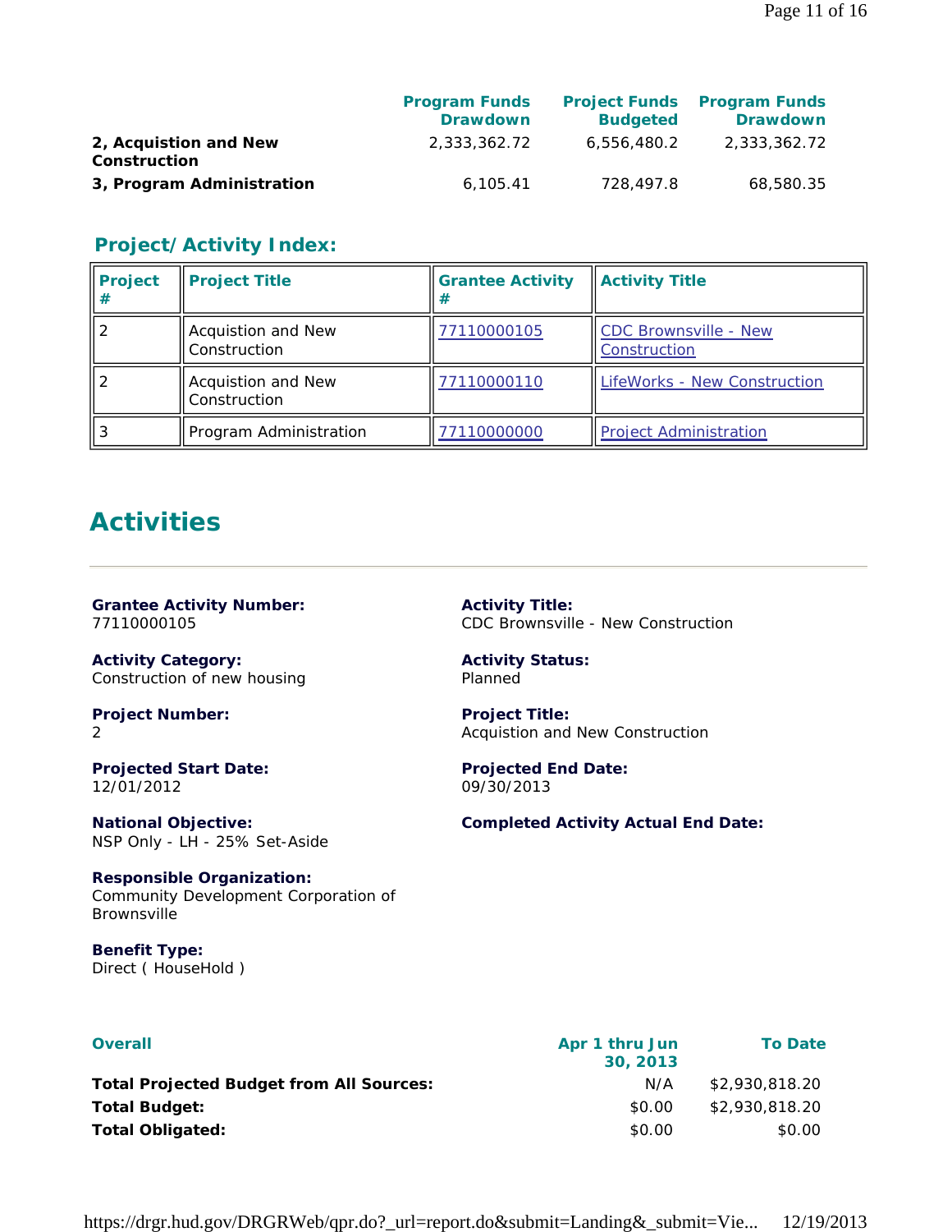| | Program Funds Drawdown | Project Funds Budgeted | Program Funds Drawdown |
|---|---|---|---|
| **2, Acquistion and New Construction** | 2,333,362.72 | 6,556,480.2 | 2,333,362.72 |
| **3, Program Administration** | 6,105.41 | 728,497.8 | 68,580.35 |

## Project/Activity Index:

| Project # | Project Title | Grantee Activity # | Activity Title |
|---|---|---|---|
| 2 | Acquistion and New Construction | 77110000105 | CDC Brownsville - New Construction |
| 2 | Acquistion and New Construction | 77110000110 | LifeWorks - New Construction |
| 3 | Program Administration | 77110000000 | Project Administration |

# Activities

**Grantee Activity Number:**
77110000105

**Activity Title:**
CDC Brownsville - New Construction

**Activity Category:**
Construction of new housing

**Activity Status:**
Planned

**Project Number:**
2

**Project Title:**
Acquistion and New Construction

**Projected Start Date:**
12/01/2012

**Projected End Date:**
09/30/2013

**National Objective:**
NSP Only - LH - 25% Set-Aside

**Completed Activity Actual End Date:**

**Responsible Organization:**
Community Development Corporation of Brownsville

**Benefit Type:**
Direct ( HouseHold )

| Overall | Apr 1 thru Jun 30, 2013 | To Date |
|---|---|---|
| **Total Projected Budget from All Sources:** | N/A | $2,930,818.20 |
| **Total Budget:** | $0.00 | $2,930,818.20 |
| **Total Obligated:** | $0.00 | $0.00 |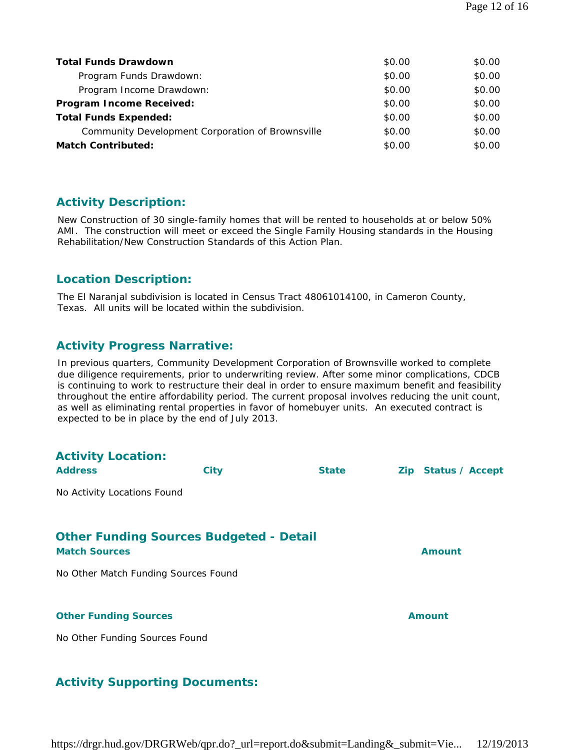| | | |
|---|---|---|
| **Total Funds Drawdown** | $0.00 | $0.00 |
| Program Funds Drawdown: | $0.00 | $0.00 |
| Program Income Drawdown: | $0.00 | $0.00 |
| **Program Income Received:** | $0.00 | $0.00 |
| **Total Funds Expended:** | $0.00 | $0.00 |
| Community Development Corporation of Brownsville | $0.00 | $0.00 |
| **Match Contributed:** | $0.00 | $0.00 |

## Activity Description:

New Construction of 30 single-family homes that will be rented to households at or below 50% AMI. The construction will meet or exceed the Single Family Housing standards in the Housing Rehabilitation/New Construction Standards of this Action Plan.

## Location Description:

The El Naranjal subdivision is located in Census Tract 48061014100, in Cameron County, Texas. All units will be located within the subdivision.

## Activity Progress Narrative:

In previous quarters, Community Development Corporation of Brownsville worked to complete due diligence requirements, prior to underwriting review. After some minor complications, CDCB is continuing to work to restructure their deal in order to ensure maximum benefit and feasibility throughout the entire affordability period. The current proposal involves reducing the unit count, as well as eliminating rental properties in favor of homebuyer units. An executed contract is expected to be in place by the end of July 2013.

## Activity Location:

| Address | City | State | Zip | Status / Accept |
|---|---|---|---|---|

No Activity Locations Found

## Other Funding Sources Budgeted - Detail

| Match Sources | Amount |
|---|---|

No Other Match Funding Sources Found

| Other Funding Sources | Amount |
|---|---|

No Other Funding Sources Found

## Activity Supporting Documents: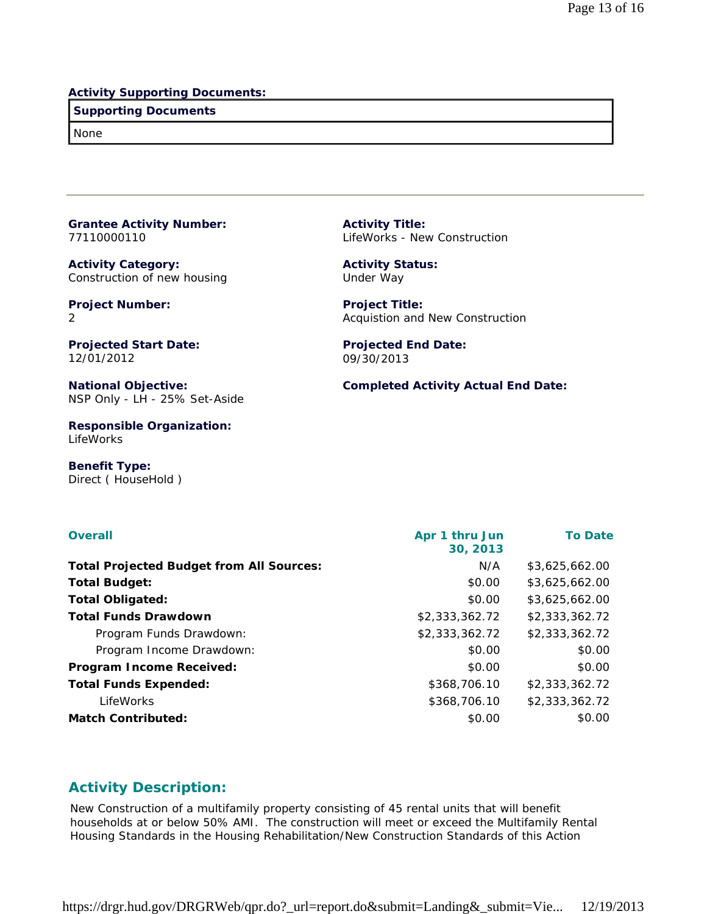**Activity Supporting Documents:**

| Supporting Documents |
| --- |
| None |

---

**Grantee Activity Number:**
77110000110

**Activity Title:**
LifeWorks - New Construction

**Activity Category:**
Construction of new housing

**Activity Status:**
Under Way

**Project Number:**
2

**Project Title:**
Acquistion and New Construction

**Projected Start Date:**
12/01/2012

**Projected End Date:**
09/30/2013

**National Objective:**
NSP Only - LH - 25% Set-Aside

**Completed Activity Actual End Date:**

**Responsible Organization:**
LifeWorks

**Benefit Type:**
Direct ( HouseHold )

| Overall | Apr 1 thru Jun 30, 2013 | To Date |
| --- | --- | --- |
| **Total Projected Budget from All Sources:** | N/A | $3,625,662.00 |
| **Total Budget:** | $0.00 | $3,625,662.00 |
| **Total Obligated:** | $0.00 | $3,625,662.00 |
| **Total Funds Drawdown** | $2,333,362.72 | $2,333,362.72 |
| Program Funds Drawdown: | $2,333,362.72 | $2,333,362.72 |
| Program Income Drawdown: | $0.00 | $0.00 |
| **Program Income Received:** | $0.00 | $0.00 |
| **Total Funds Expended:** | $368,706.10 | $2,333,362.72 |
| LifeWorks | $368,706.10 | $2,333,362.72 |
| **Match Contributed:** | $0.00 | $0.00 |

## Activity Description:

New Construction of a multifamily property consisting of 45 rental units that will benefit households at or below 50% AMI. The construction will meet or exceed the Multifamily Rental Housing Standards in the Housing Rehabilitation/New Construction Standards of this Action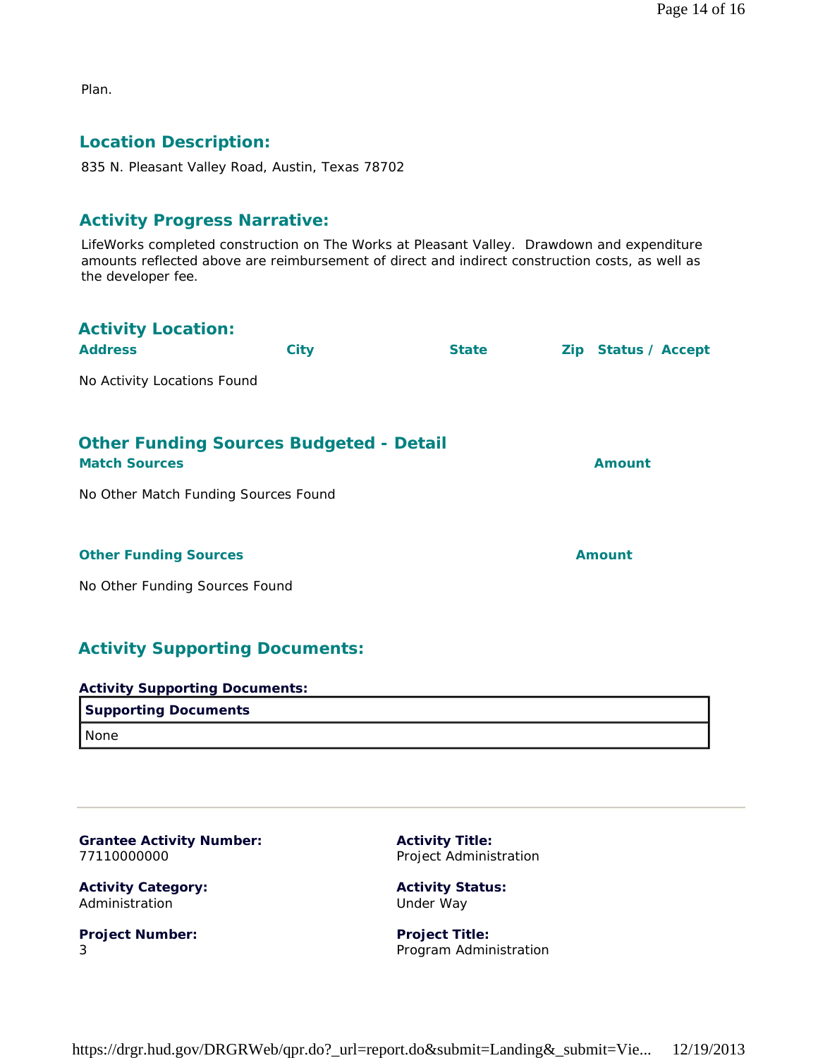Plan.

## Location Description:

835 N. Pleasant Valley Road, Austin, Texas 78702

## Activity Progress Narrative:

LifeWorks completed construction on The Works at Pleasant Valley. Drawdown and expenditure amounts reflected above are reimbursement of direct and indirect construction costs, as well as the developer fee.

## Activity Location:

| Address | City | State | Zip | Status / Accept |
|---|---|---|---|---|

No Activity Locations Found

## Other Funding Sources Budgeted - Detail

| Match Sources | Amount |
|---|---|

No Other Match Funding Sources Found

| Other Funding Sources | Amount |
|---|---|

No Other Funding Sources Found

## Activity Supporting Documents:

**Activity Supporting Documents:**

| Supporting Documents |
|---|
| None |

---

**Grantee Activity Number:**
77110000000

**Activity Title:**
Project Administration

**Activity Category:**
Administration

**Activity Status:**
Under Way

**Project Number:**
3

**Project Title:**
Program Administration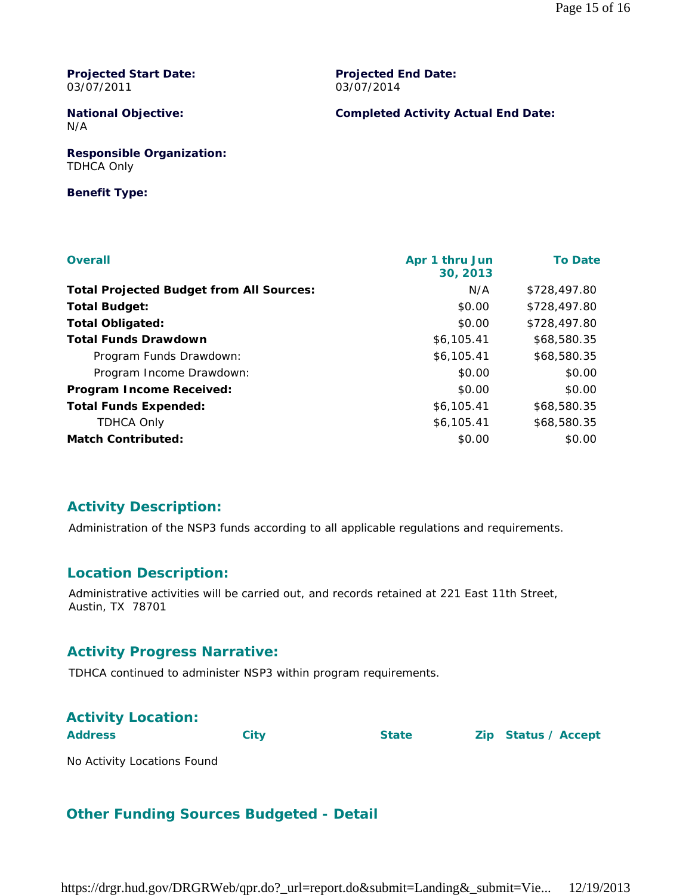**Projected Start Date:**
03/07/2011

**Projected End Date:**
03/07/2014

**National Objective:**
N/A

**Completed Activity Actual End Date:**

**Responsible Organization:**
TDHCA Only

**Benefit Type:**

| Overall | Apr 1 thru Jun 30, 2013 | To Date |
|---|---|---|
| **Total Projected Budget from All Sources:** | N/A | $728,497.80 |
| **Total Budget:** | $0.00 | $728,497.80 |
| **Total Obligated:** | $0.00 | $728,497.80 |
| **Total Funds Drawdown** | $6,105.41 | $68,580.35 |
| Program Funds Drawdown: | $6,105.41 | $68,580.35 |
| Program Income Drawdown: | $0.00 | $0.00 |
| **Program Income Received:** | $0.00 | $0.00 |
| **Total Funds Expended:** | $6,105.41 | $68,580.35 |
| TDHCA Only | $6,105.41 | $68,580.35 |
| **Match Contributed:** | $0.00 | $0.00 |

## Activity Description:

Administration of the NSP3 funds according to all applicable regulations and requirements.

## Location Description:

Administrative activities will be carried out, and records retained at 221 East 11th Street, Austin, TX 78701

## Activity Progress Narrative:

TDHCA continued to administer NSP3 within program requirements.

## Activity Location:

| Address | City | State | Zip | Status / Accept |
|---|---|---|---|---|

No Activity Locations Found

## Other Funding Sources Budgeted - Detail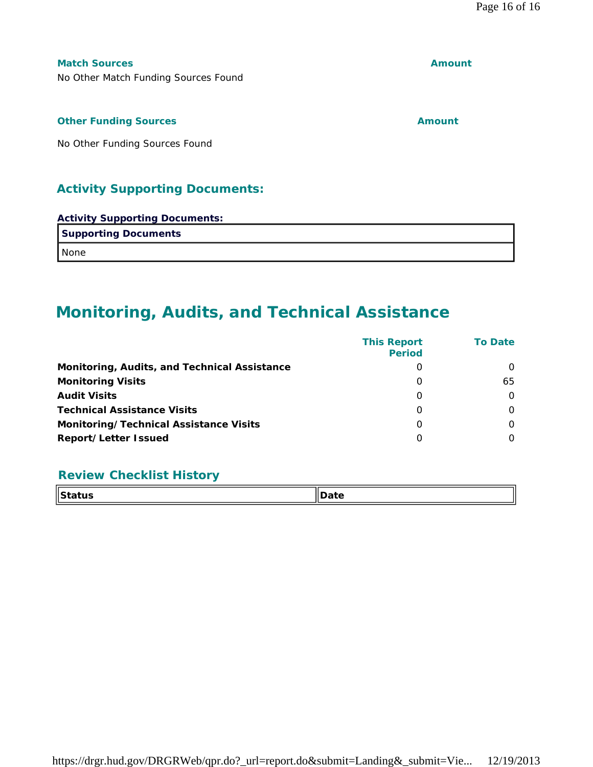| Match Sources | Amount |
| --- | --- |
| No Other Match Funding Sources Found | |

| Other Funding Sources | Amount |
| --- | --- |
| No Other Funding Sources Found | |

### Activity Supporting Documents:

**Activity Supporting Documents:**

| Supporting Documents |
| --- |
| None |

## Monitoring, Audits, and Technical Assistance

| | This Report Period | To Date |
| --- | --- | --- |
| **Monitoring, Audits, and Technical Assistance** | 0 | 0 |
| **Monitoring Visits** | 0 | 65 |
| **Audit Visits** | 0 | 0 |
| **Technical Assistance Visits** | 0 | 0 |
| **Monitoring/Technical Assistance Visits** | 0 | 0 |
| **Report/Letter Issued** | 0 | 0 |

### Review Checklist History

| Status | Date |
| --- | --- |